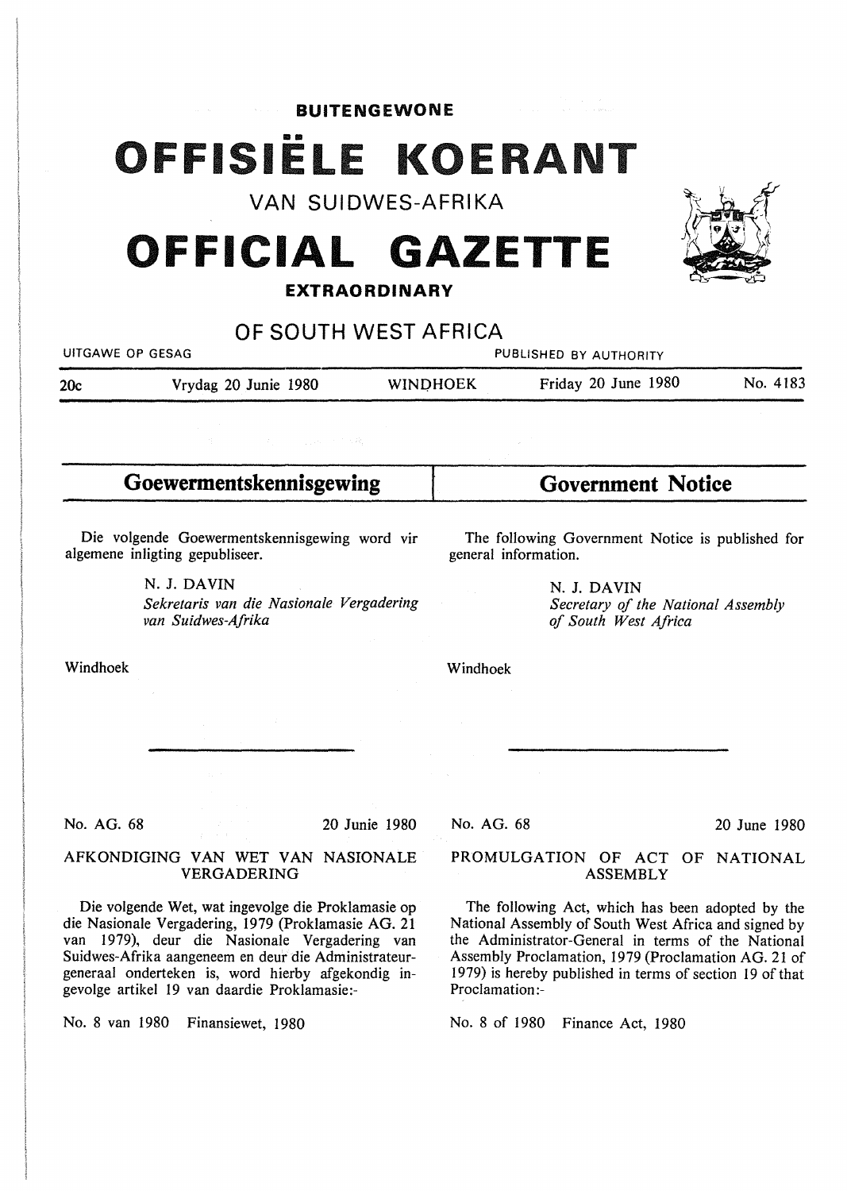**BUITENGEWONE**

# OFFISIËLE KOERANT

VAN SUIDWES-AFRIKA

# OFFICIAL GAZETTE

**EXTRAORDINARY**

OF SOUTH WEST AFRICA

UITGAWE OP GESAG — PUBLISHED BY AUTHORITY

20c — Vrydag 20 Junie 1980 — WINDHOEK — Friday 20 June 1980 — No. 4183

## Goewermentskennisgewing

Die volgende Goewermentskennisgewing word vir algemene inligting gepubliseer.

N. J. DAVIN
*Sekretaris van die Nasionale Vergadering van Suidwes-Afrika*

Windhoek

No. AG. 68 — 20 Junie 1980

### AFKONDIGING VAN WET VAN NASIONALE VERGADERING

Die volgende Wet, wat ingevolge die Proklamasie op die Nasionale Vergadering, 1979 (Proklamasie AG. 21 van 1979), deur die Nasionale Vergadering van Suidwes-Afrika aangeneem en deur die Administrateur-generaal onderteken is, word hierby afgekondig ingevolge artikel 19 van daardie Proklamasie:-

No. 8 van 1980 Finansiewet, 1980

## Government Notice

The following Government Notice is published for general information.

N. J. DAVIN
*Secretary of the National Assembly of South West Africa*

Windhoek

No. AG. 68 — 20 June 1980

### PROMULGATION OF ACT OF NATIONAL ASSEMBLY

The following Act, which has been adopted by the National Assembly of South West Africa and signed by the Administrator-General in terms of the National Assembly Proclamation, 1979 (Proclamation AG. 21 of 1979) is hereby published in terms of section 19 of that Proclamation:-

No. 8 of 1980 Finance Act, 1980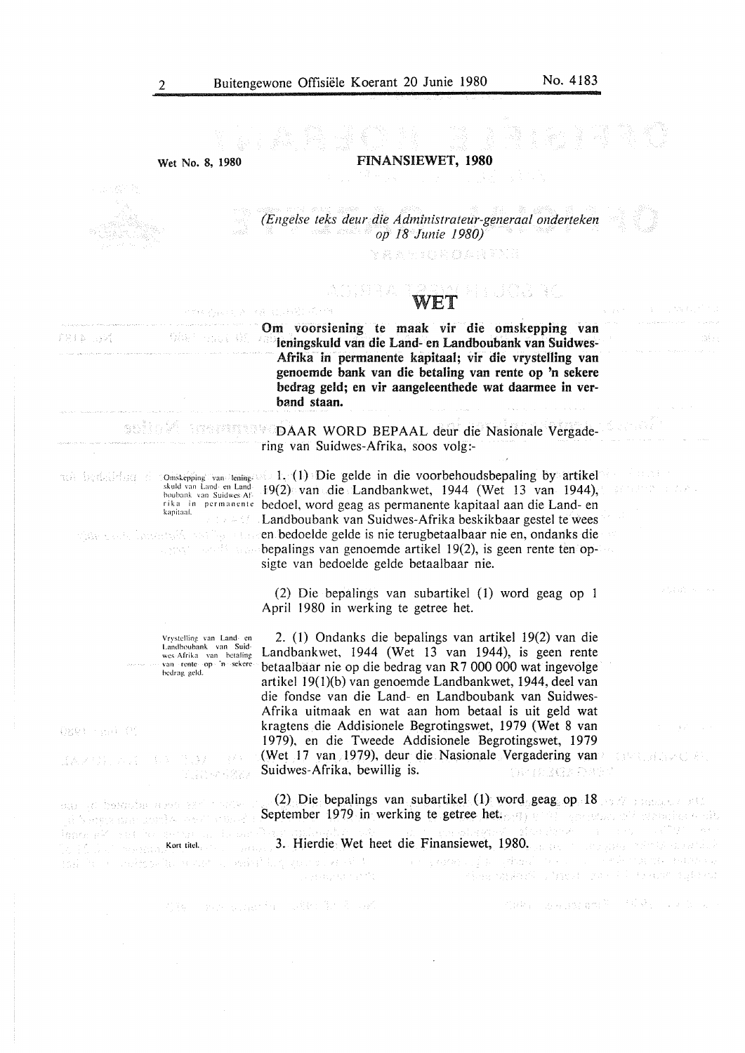Wet No. 8, 1980

**FINANSIEWET, 1980**

*(Engelse teks deur die Administrateur-generaal onderteken op 18 Junie 1980)*

# WET

**Om voorsiening te maak vir die omskepping van leningskuld van die Land- en Landboubank van Suidwes-Afrika in permanente kapitaal; vir die vrystelling van genoemde bank van die betaling van rente op 'n sekere bedrag geld; en vir aangeleenthede wat daarmee in verband staan.**

DAAR WORD BEPAAL deur die Nasionale Vergadering van Suidwes-Afrika, soos volg:-

Omskepping van leningskuld van Land- en Landboubank van Suidwes-Afrika in permanente kapitaal.

1. (1) Die gelde in die voorbehoudsbepaling by artikel 19(2) van die Landbankwet, 1944 (Wet 13 van 1944), bedoel, word geag as permanente kapitaal aan die Land- en Landboubank van Suidwes-Afrika beskikbaar gestel te wees en bedoelde gelde is nie terugbetaalbaar nie en, ondanks die bepalings van genoemde artikel 19(2), is geen rente ten opsigte van bedoelde gelde betaalbaar nie.

(2) Die bepalings van subartikel (1) word geag op 1 April 1980 in werking te getree het.

Vrystelling van Land- en Landboubank van Suidwes Afrika van betaling van rente op 'n sekere bedrag geld.

2. (1) Ondanks die bepalings van artikel 19(2) van die Landbankwet, 1944 (Wet 13 van 1944), is geen rente betaalbaar nie op die bedrag van R7 000 000 wat ingevolge artikel 19(1)(b) van genoemde Landbankwet, 1944, deel van die fondse van die Land- en Landboubank van Suidwes-Afrika uitmaak en wat aan hom betaal is uit geld wat kragtens die Addisionele Begrotingswet, 1979 (Wet 8 van 1979), en die Tweede Addisionele Begrotingswet, 1979 (Wet 17 van 1979), deur die Nasionale Vergadering van Suidwes-Afrika, bewillig is.

(2) Die bepalings van subartikel (1) word geag op 18 September 1979 in werking te getree het.

Kort titel.

3. Hierdie Wet heet die Finansiewet, 1980.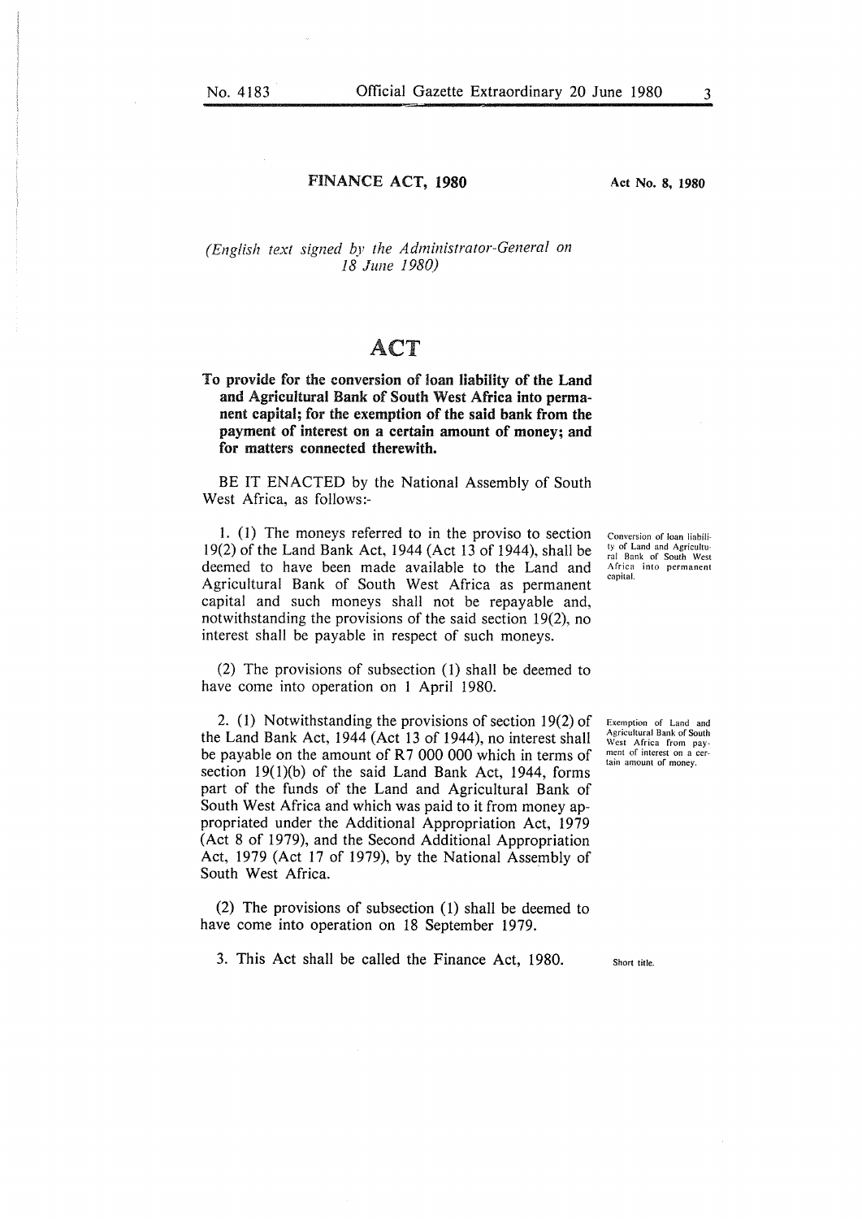# FINANCE ACT, 1980

**Act No. 8, 1980**

*(English text signed by the Administrator-General on 18 June 1980)*

# ACT

**To provide for the conversion of loan liability of the Land and Agricultural Bank of South West Africa into permanent capital; for the exemption of the said bank from the payment of interest on a certain amount of money; and for matters connected therewith.**

BE IT ENACTED by the National Assembly of South West Africa, as follows:-

*Conversion of loan liability of Land and Agricultural Bank of South West Africa into permanent capital.*

1. (1) The moneys referred to in the proviso to section 19(2) of the Land Bank Act, 1944 (Act 13 of 1944), shall be deemed to have been made available to the Land and Agricultural Bank of South West Africa as permanent capital and such moneys shall not be repayable and, notwithstanding the provisions of the said section 19(2), no interest shall be payable in respect of such moneys.

(2) The provisions of subsection (1) shall be deemed to have come into operation on 1 April 1980.

*Exemption of Land and Agricultural Bank of South West Africa from payment of interest on a certain amount of money.*

2. (1) Notwithstanding the provisions of section 19(2) of the Land Bank Act, 1944 (Act 13 of 1944), no interest shall be payable on the amount of R7 000 000 which in terms of section 19(1)(b) of the said Land Bank Act, 1944, forms part of the funds of the Land and Agricultural Bank of South West Africa and which was paid to it from money appropriated under the Additional Appropriation Act, 1979 (Act 8 of 1979), and the Second Additional Appropriation Act, 1979 (Act 17 of 1979), by the National Assembly of South West Africa.

(2) The provisions of subsection (1) shall be deemed to have come into operation on 18 September 1979.

*Short title.*

3. This Act shall be called the Finance Act, 1980.